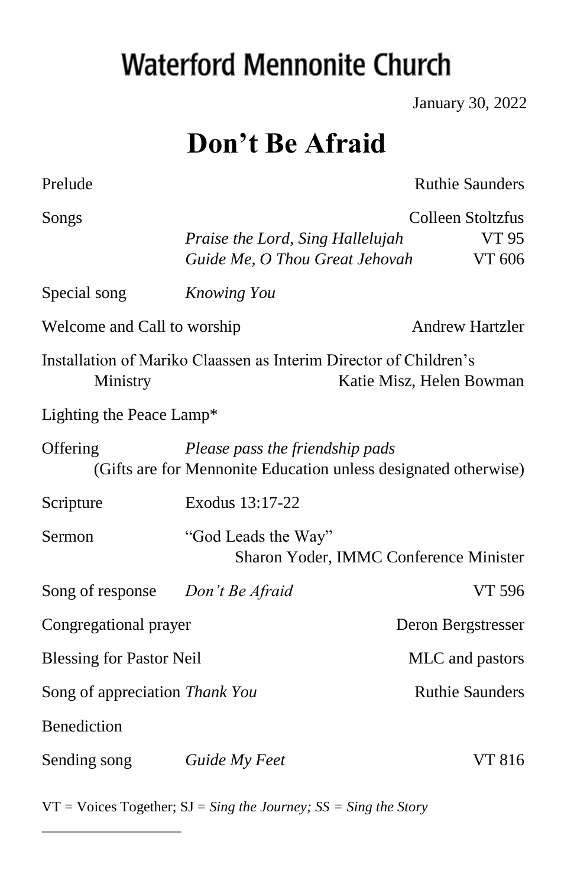# Waterford Mennonite Church

January 30, 2022

## Don't Be Afraid

Prelude — Ruthie Saunders

Songs — Colleen Stoltzfus
- *Praise the Lord, Sing Hallelujah* — VT 95
- *Guide Me, O Thou Great Jehovah* — VT 606

Special song — *Knowing You*

Welcome and Call to worship — Andrew Hartzler

Installation of Mariko Claassen as Interim Director of Children's Ministry — Katie Misz, Helen Bowman

Lighting the Peace Lamp*

Offering — *Please pass the friendship pads*
(Gifts are for Mennonite Education unless designated otherwise)

Scripture — Exodus 13:17-22

Sermon — "God Leads the Way"
Sharon Yoder, IMMC Conference Minister

Song of response — *Don't Be Afraid* — VT 596

Congregational prayer — Deron Bergstresser

Blessing for Pastor Neil — MLC and pastors

Song of appreciation *Thank You* — Ruthie Saunders

Benediction

Sending song — *Guide My Feet* — VT 816

VT = Voices Together; SJ = *Sing the Journey; SS = Sing the Story*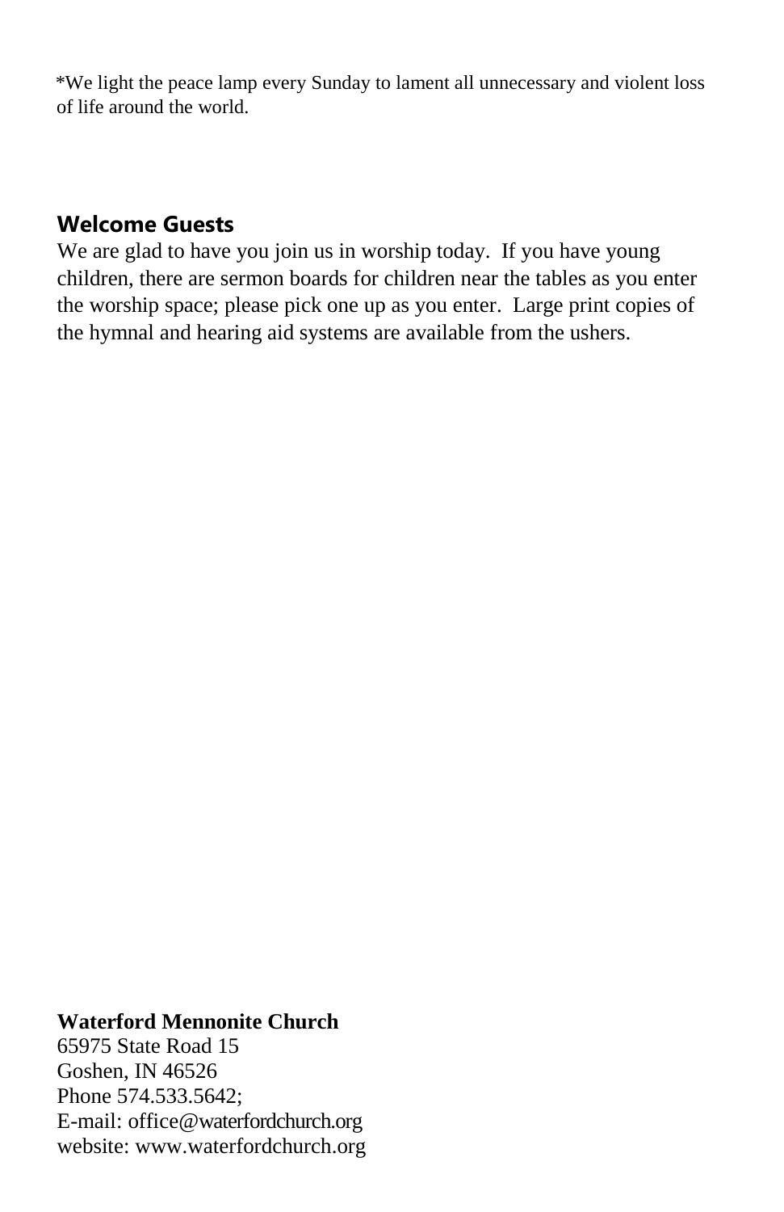*We light the peace lamp every Sunday to lament all unnecessary and violent loss of life around the world.

## Welcome Guests

We are glad to have you join us in worship today. If you have young children, there are sermon boards for children near the tables as you enter the worship space; please pick one up as you enter. Large print copies of the hymnal and hearing aid systems are available from the ushers.

**Waterford Mennonite Church**
65975 State Road 15
Goshen, IN 46526
Phone 574.533.5642;
E-mail: office@waterfordchurch.org
website: www.waterfordchurch.org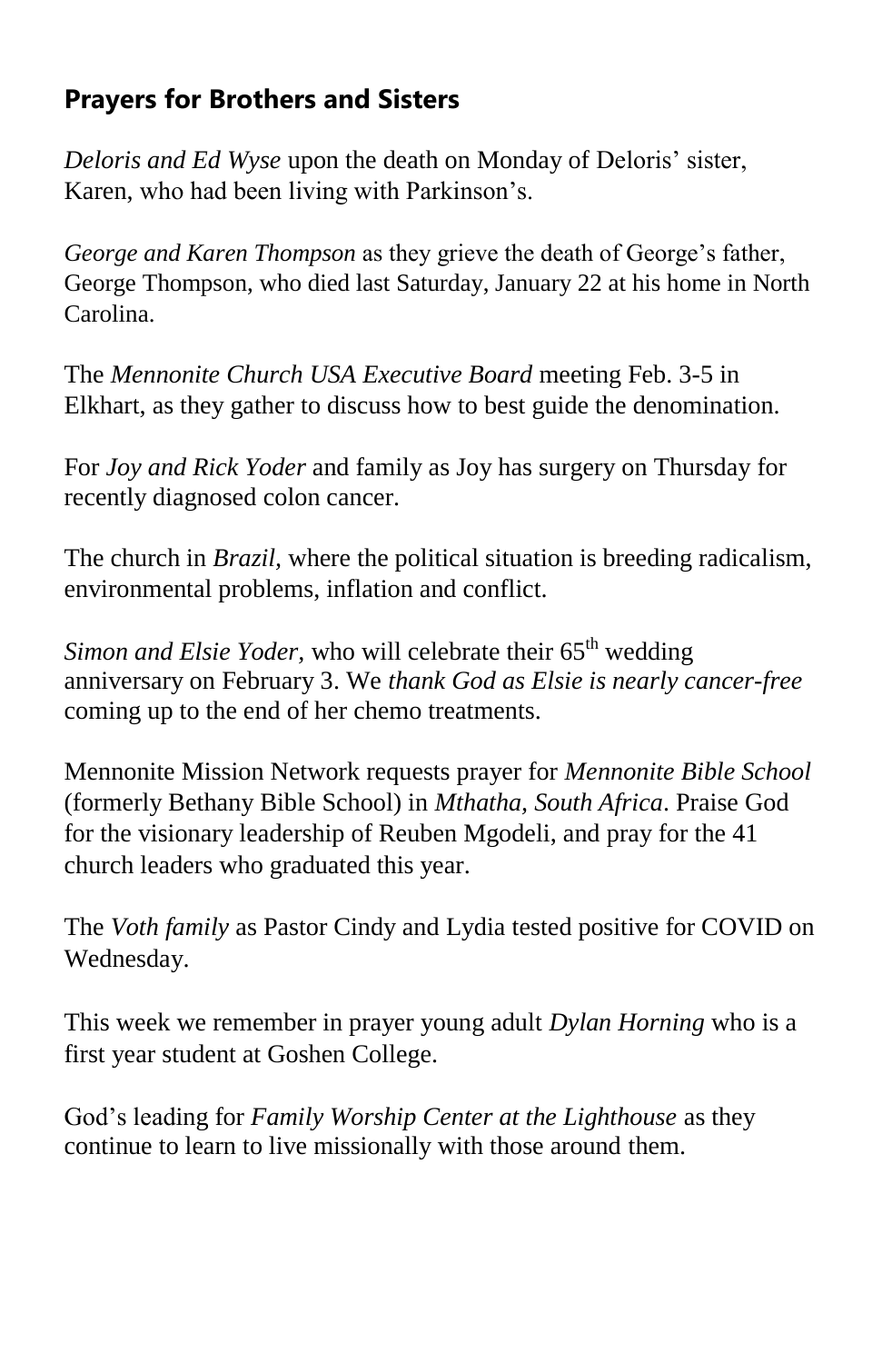## Prayers for Brothers and Sisters

*Deloris and Ed Wyse* upon the death on Monday of Deloris' sister, Karen, who had been living with Parkinson's.

*George and Karen Thompson* as they grieve the death of George's father, George Thompson, who died last Saturday, January 22 at his home in North Carolina.

The *Mennonite Church USA Executive Board* meeting Feb. 3-5 in Elkhart, as they gather to discuss how to best guide the denomination.

For *Joy and Rick Yoder* and family as Joy has surgery on Thursday for recently diagnosed colon cancer.

The church in *Brazil,* where the political situation is breeding radicalism, environmental problems, inflation and conflict.

*Simon and Elsie Yoder*, who will celebrate their 65th wedding anniversary on February 3. We *thank God as Elsie is nearly cancer-free* coming up to the end of her chemo treatments.

Mennonite Mission Network requests prayer for *Mennonite Bible School* (formerly Bethany Bible School) in *Mthatha, South Africa*. Praise God for the visionary leadership of Reuben Mgodeli, and pray for the 41 church leaders who graduated this year.

The *Voth family* as Pastor Cindy and Lydia tested positive for COVID on Wednesday.

This week we remember in prayer young adult *Dylan Horning* who is a first year student at Goshen College.

God's leading for *Family Worship Center at the Lighthouse* as they continue to learn to live missionally with those around them.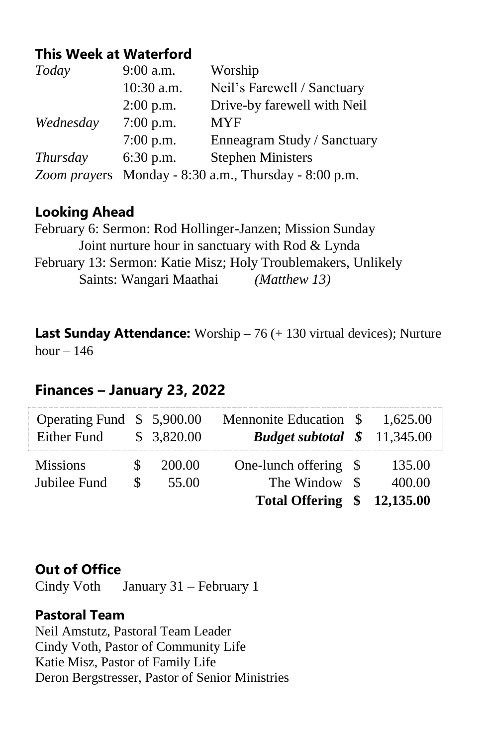### This Week at Waterford

| | | |
|---|---|---|
| *Today* | 9:00 a.m. | Worship |
| | 10:30 a.m. | Neil's Farewell / Sanctuary |
| | 2:00 p.m. | Drive-by farewell with Neil |
| *Wednesday* | 7:00 p.m. | MYF |
| | 7:00 p.m. | Enneagram Study / Sanctuary |
| *Thursday* | 6:30 p.m. | Stephen Ministers |

*Zoom prayers* Monday - 8:30 a.m., Thursday - 8:00 p.m.

### Looking Ahead

February 6: Sermon: Rod Hollinger-Janzen; Mission Sunday
Joint nurture hour in sanctuary with Rod & Lynda

February 13: Sermon: Katie Misz; Holy Troublemakers, Unlikely Saints: Wangari Maathai *(Matthew 13)*

**Last Sunday Attendance:** Worship – 76 (+ 130 virtual devices); Nurture hour – 146

## Finances – January 23, 2022

| | | | | | |
|---|---|---|---|---|---|
| Operating Fund | $ 5,900.00 | Mennonite Education | $ | 1,625.00 |
| Either Fund | $ 3,820.00 | ***Budget subtotal*** | ***$*** | 11,345.00 |
| Missions | $ 200.00 | One-lunch offering | $ | 135.00 |
| Jubilee Fund | $ 55.00 | The Window | $ | 400.00 |
| | | **Total Offering** | **$** | **12,135.00** |

### Out of Office

Cindy Voth January 31 – February 1

### Pastoral Team

Neil Amstutz, Pastoral Team Leader
Cindy Voth, Pastor of Community Life
Katie Misz, Pastor of Family Life
Deron Bergstresser, Pastor of Senior Ministries